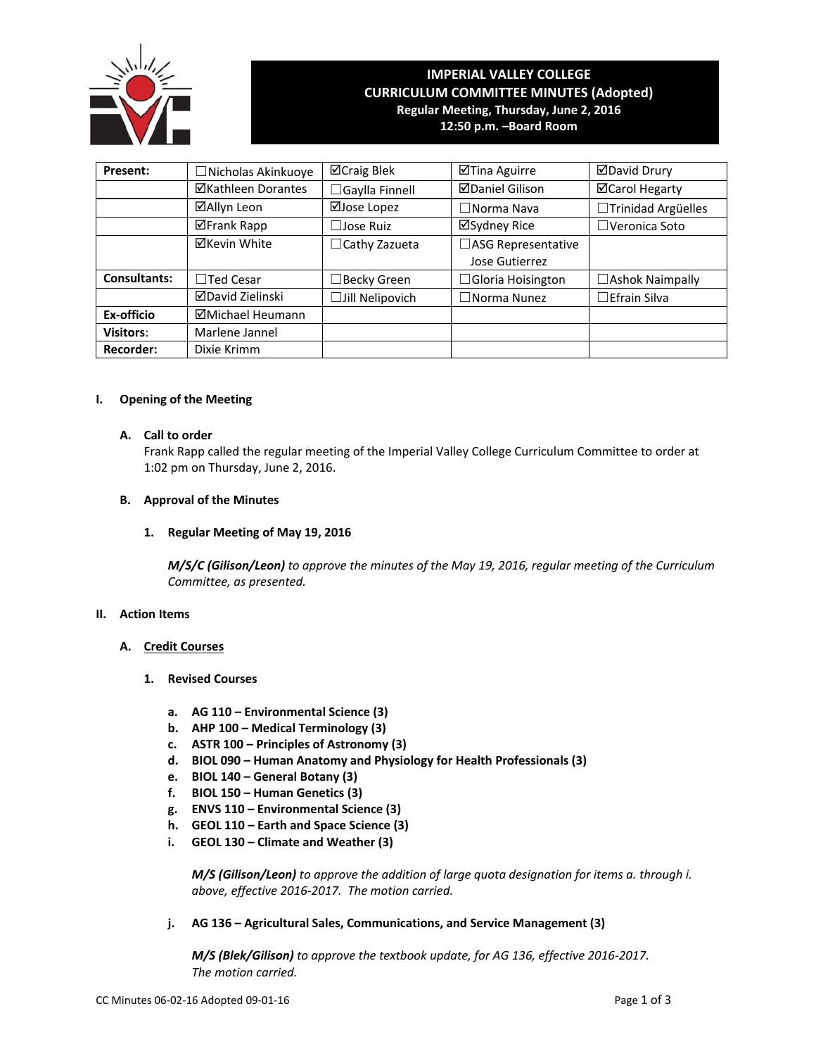# IMPERIAL VALLEY COLLEGE
## CURRICULUM COMMITTEE MINUTES (Adopted)
**Regular Meeting, Thursday, June 2, 2016**
**12:50 p.m. –Board Room**

| Present: | ☐Nicholas Akinkuoye | ☑Craig Blek | ☑Tina Aguirre | ☑David Drury |
|---|---|---|---|---|
| | ☑Kathleen Dorantes | ☐Gaylla Finnell | ☑Daniel Gilison | ☑Carol Hegarty |
| | ☑Allyn Leon | ☑Jose Lopez | ☐Norma Nava | ☐Trinidad Argüelles |
| | ☑Frank Rapp | ☐Jose Ruiz | ☑Sydney Rice | ☐Veronica Soto |
| | ☑Kevin White | ☐Cathy Zazueta | ☐ASG Representative Jose Gutierrez | |
| Consultants: | ☐Ted Cesar | ☐Becky Green | ☐Gloria Hoisington | ☐Ashok Naimpally |
| | ☑David Zielinski | ☐Jill Nelipovich | ☐Norma Nunez | ☐Efrain Silva |
| Ex-officio | ☑Michael Heumann | | | |
| Visitors: | Marlene Jannel | | | |
| Recorder: | Dixie Krimm | | | |

## I. Opening of the Meeting

### A. Call to order

Frank Rapp called the regular meeting of the Imperial Valley College Curriculum Committee to order at 1:02 pm on Thursday, June 2, 2016.

### B. Approval of the Minutes

#### 1. Regular Meeting of May 19, 2016

***M/S/C (Gilison/Leon)*** *to approve the minutes of the May 19, 2016, regular meeting of the Curriculum Committee, as presented.*

## II. Action Items

### A. Credit Courses

#### 1. Revised Courses

- **a. AG 110 – Environmental Science (3)**
- **b. AHP 100 – Medical Terminology (3)**
- **c. ASTR 100 – Principles of Astronomy (3)**
- **d. BIOL 090 – Human Anatomy and Physiology for Health Professionals (3)**
- **e. BIOL 140 – General Botany (3)**
- **f. BIOL 150 – Human Genetics (3)**
- **g. ENVS 110 – Environmental Science (3)**
- **h. GEOL 110 – Earth and Space Science (3)**
- **i. GEOL 130 – Climate and Weather (3)**

***M/S (Gilison/Leon)*** *to approve the addition of large quota designation for items a. through i. above, effective 2016-2017. The motion carried.*

- **j. AG 136 – Agricultural Sales, Communications, and Service Management (3)**

***M/S (Blek/Gilison)*** *to approve the textbook update, for AG 136, effective 2016-2017. The motion carried.*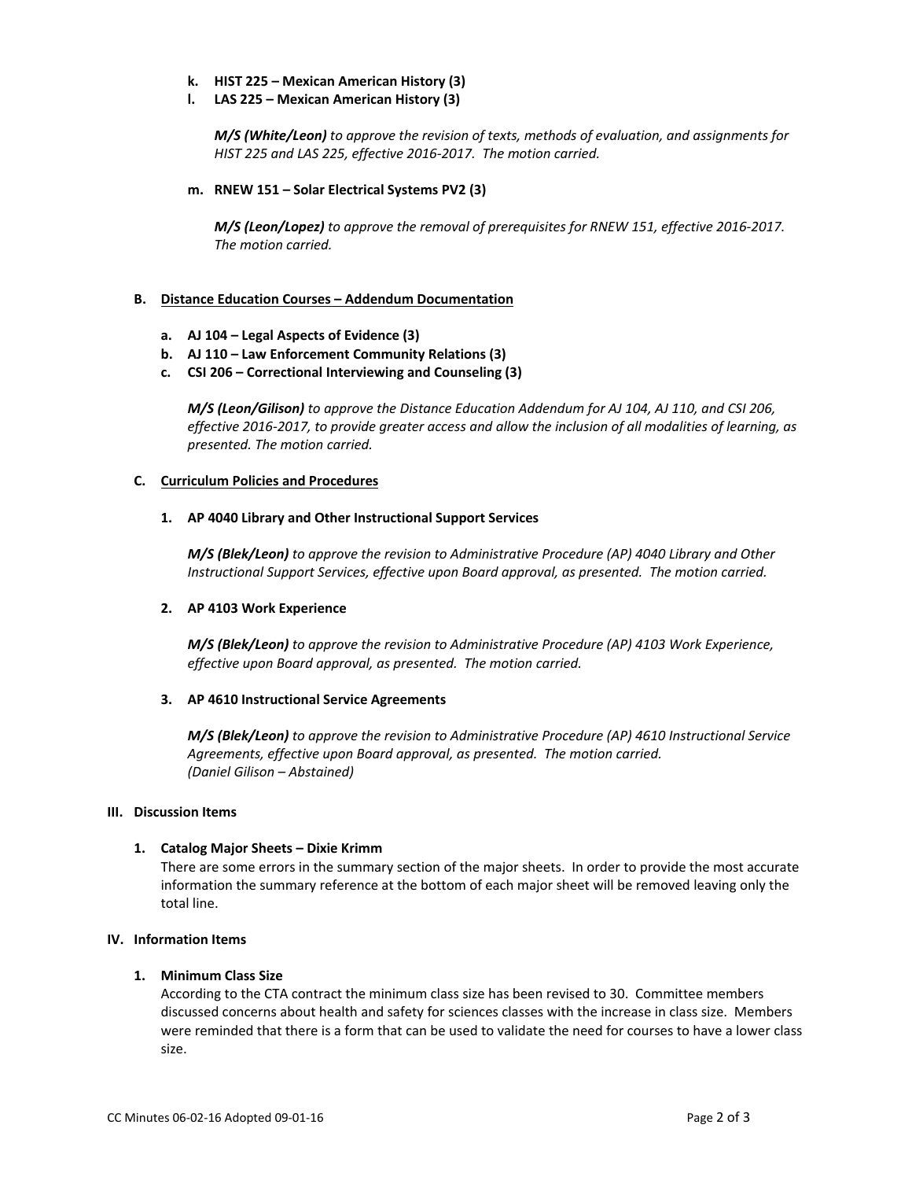- **k. HIST 225 – Mexican American History (3)**
- **l. LAS 225 – Mexican American History (3)**

  ***M/S (White/Leon)*** *to approve the revision of texts, methods of evaluation, and assignments for HIST 225 and LAS 225, effective 2016-2017. The motion carried.*

- **m. RNEW 151 – Solar Electrical Systems PV2 (3)**

  ***M/S (Leon/Lopez)*** *to approve the removal of prerequisites for RNEW 151, effective 2016-2017. The motion carried.*

**B. <u>Distance Education Courses – Addendum Documentation</u>**

- **a. AJ 104 – Legal Aspects of Evidence (3)**
- **b. AJ 110 – Law Enforcement Community Relations (3)**
- **c. CSI 206 – Correctional Interviewing and Counseling (3)**

  ***M/S (Leon/Gilison)*** *to approve the Distance Education Addendum for AJ 104, AJ 110, and CSI 206, effective 2016-2017, to provide greater access and allow the inclusion of all modalities of learning, as presented. The motion carried.*

**C. <u>Curriculum Policies and Procedures</u>**

**1. AP 4040 Library and Other Instructional Support Services**

***M/S (Blek/Leon)*** *to approve the revision to Administrative Procedure (AP) 4040 Library and Other Instructional Support Services, effective upon Board approval, as presented. The motion carried.*

**2. AP 4103 Work Experience**

***M/S (Blek/Leon)*** *to approve the revision to Administrative Procedure (AP) 4103 Work Experience, effective upon Board approval, as presented. The motion carried.*

**3. AP 4610 Instructional Service Agreements**

***M/S (Blek/Leon)*** *to approve the revision to Administrative Procedure (AP) 4610 Instructional Service Agreements, effective upon Board approval, as presented. The motion carried.*
*(Daniel Gilison – Abstained)*

## III. Discussion Items

**1. Catalog Major Sheets – Dixie Krimm**

There are some errors in the summary section of the major sheets. In order to provide the most accurate information the summary reference at the bottom of each major sheet will be removed leaving only the total line.

## IV. Information Items

**1. Minimum Class Size**

According to the CTA contract the minimum class size has been revised to 30. Committee members discussed concerns about health and safety for sciences classes with the increase in class size. Members were reminded that there is a form that can be used to validate the need for courses to have a lower class size.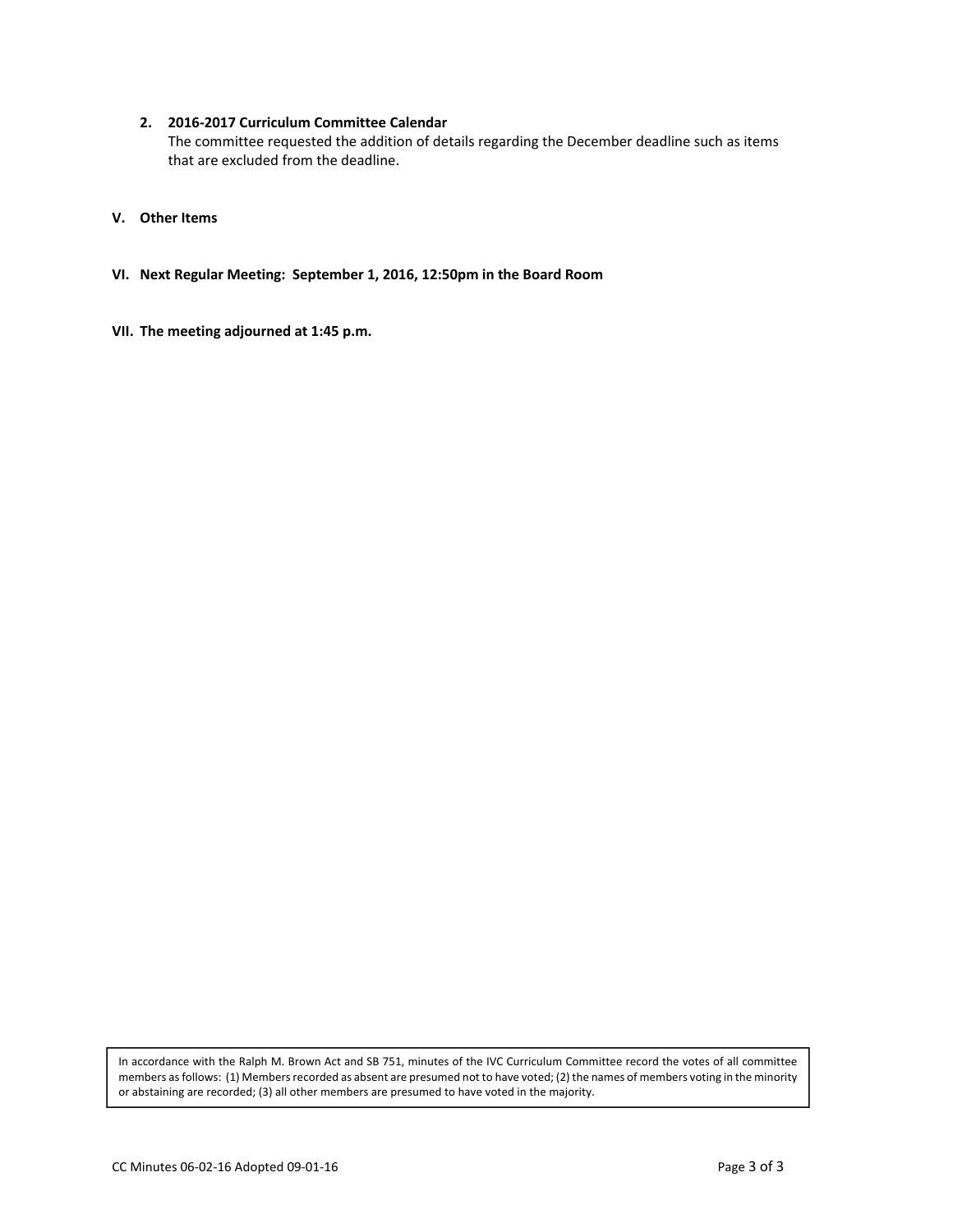**2. 2016-2017 Curriculum Committee Calendar**

The committee requested the addition of details regarding the December deadline such as items that are excluded from the deadline.

## V. Other Items

## VI. Next Regular Meeting: September 1, 2016, 12:50pm in the Board Room

## VII. The meeting adjourned at 1:45 p.m.

In accordance with the Ralph M. Brown Act and SB 751, minutes of the IVC Curriculum Committee record the votes of all committee members as follows: (1) Members recorded as absent are presumed not to have voted; (2) the names of members voting in the minority or abstaining are recorded; (3) all other members are presumed to have voted in the majority.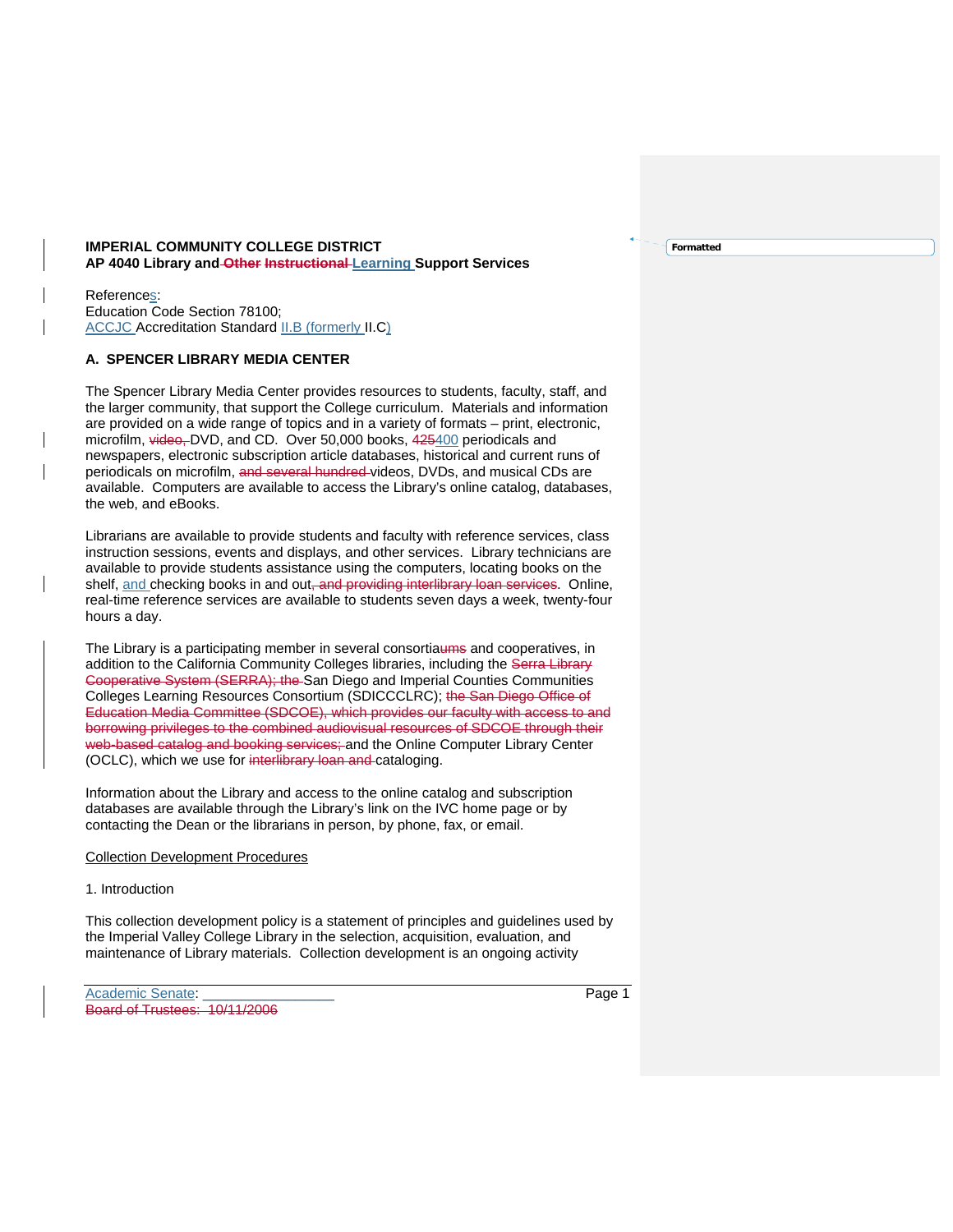**IMPERIAL COMMUNITY COLLEGE DISTRICT**
**AP 4040 Library and ~~Other Instructional~~ Learning Support Services**

References:
Education Code Section 78100;
ACCJC Accreditation Standard II.B (formerly II.C)

## A. SPENCER LIBRARY MEDIA CENTER

The Spencer Library Media Center provides resources to students, faculty, staff, and the larger community, that support the College curriculum. Materials and information are provided on a wide range of topics and in a variety of formats – print, electronic, microfilm, ~~video,~~ DVD, and CD. Over 50,000 books, ~~425~~400 periodicals and newspapers, electronic subscription article databases, historical and current runs of periodicals on microfilm, ~~and several hundred~~ videos, DVDs, and musical CDs are available. Computers are available to access the Library's online catalog, databases, the web, and eBooks.

Librarians are available to provide students and faculty with reference services, class instruction sessions, events and displays, and other services. Library technicians are available to provide students assistance using the computers, locating books on the shelf, and checking books in and out~~, and providing interlibrary loan services~~. Online, real-time reference services are available to students seven days a week, twenty-four hours a day.

The Library is a participating member in several consortia~~ums~~ and cooperatives, in addition to the California Community Colleges libraries, including the ~~Serra Library Cooperative System (SERRA); the~~ San Diego and Imperial Counties Communities Colleges Learning Resources Consortium (SDICCCLRC); ~~the San Diego Office of Education Media Committee (SDCOE), which provides our faculty with access to and borrowing privileges to the combined audiovisual resources of SDCOE through their web-based catalog and booking services;~~ and the Online Computer Library Center (OCLC), which we use for ~~interlibrary loan and~~ cataloging.

Information about the Library and access to the online catalog and subscription databases are available through the Library's link on the IVC home page or by contacting the Dean or the librarians in person, by phone, fax, or email.

Collection Development Procedures

1. Introduction

This collection development policy is a statement of principles and guidelines used by the Imperial Valley College Library in the selection, acquisition, evaluation, and maintenance of Library materials. Collection development is an ongoing activity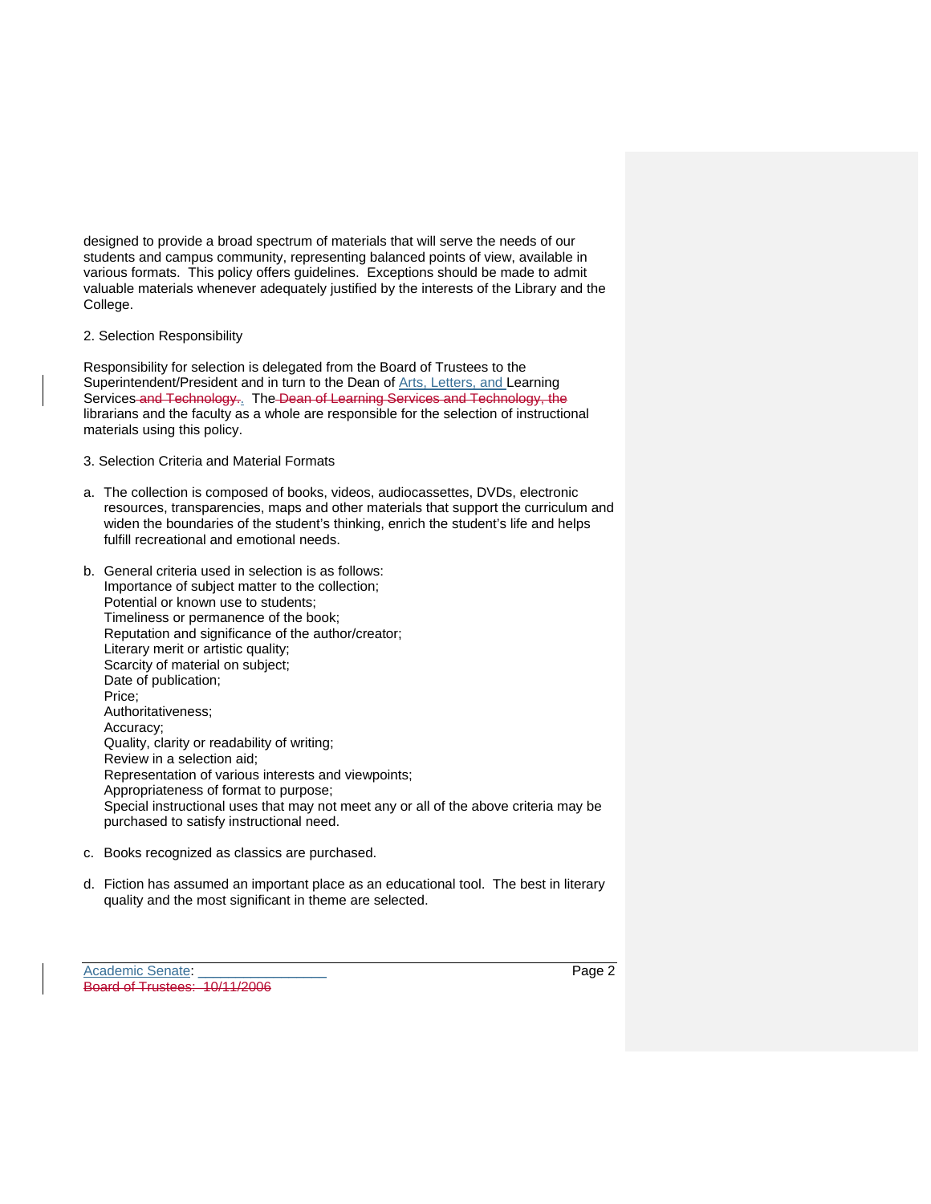designed to provide a broad spectrum of materials that will serve the needs of our students and campus community, representing balanced points of view, available in various formats. This policy offers guidelines. Exceptions should be made to admit valuable materials whenever adequately justified by the interests of the Library and the College.

2. Selection Responsibility

Responsibility for selection is delegated from the Board of Trustees to the Superintendent/President and in turn to the Dean of Arts, Letters, and Learning Services ~~and Technology.~~. The ~~Dean of Learning Services and Technology, the~~ librarians and the faculty as a whole are responsible for the selection of instructional materials using this policy.

3. Selection Criteria and Material Formats

a. The collection is composed of books, videos, audiocassettes, DVDs, electronic resources, transparencies, maps and other materials that support the curriculum and widen the boundaries of the student's thinking, enrich the student's life and helps fulfill recreational and emotional needs.

b. General criteria used in selection is as follows:
   Importance of subject matter to the collection;
   Potential or known use to students;
   Timeliness or permanence of the book;
   Reputation and significance of the author/creator;
   Literary merit or artistic quality;
   Scarcity of material on subject;
   Date of publication;
   Price;
   Authoritativeness;
   Accuracy;
   Quality, clarity or readability of writing;
   Review in a selection aid;
   Representation of various interests and viewpoints;
   Appropriateness of format to purpose;
   Special instructional uses that may not meet any or all of the above criteria may be purchased to satisfy instructional need.

c. Books recognized as classics are purchased.

d. Fiction has assumed an important place as an educational tool. The best in literary quality and the most significant in theme are selected.

Academic Senate: ________________
~~Board of Trustees: 10/11/2006~~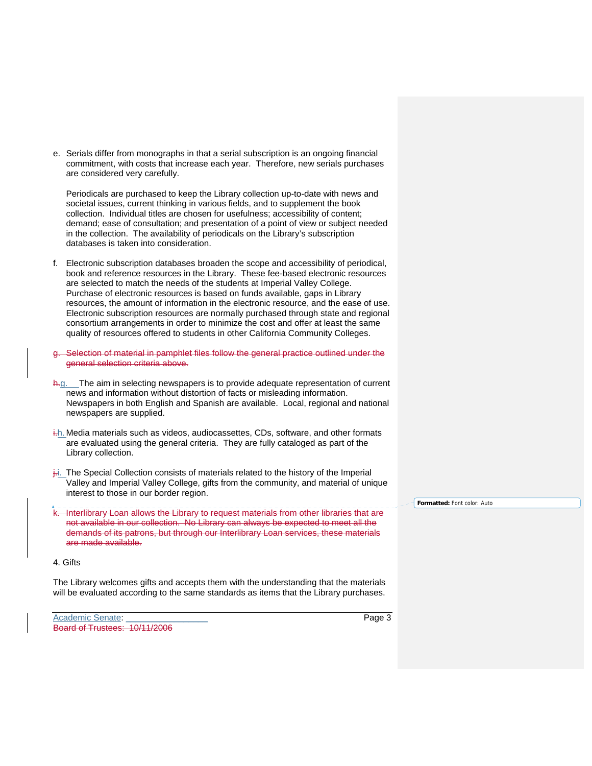e. Serials differ from monographs in that a serial subscription is an ongoing financial commitment, with costs that increase each year. Therefore, new serials purchases are considered very carefully.

   Periodicals are purchased to keep the Library collection up-to-date with news and societal issues, current thinking in various fields, and to supplement the book collection. Individual titles are chosen for usefulness; accessibility of content; demand; ease of consultation; and presentation of a point of view or subject needed in the collection. The availability of periodicals on the Library's subscription databases is taken into consideration.

f. Electronic subscription databases broaden the scope and accessibility of periodical, book and reference resources in the Library. These fee-based electronic resources are selected to match the needs of the students at Imperial Valley College. Purchase of electronic resources is based on funds available, gaps in Library resources, the amount of information in the electronic resource, and the ease of use. Electronic subscription resources are normally purchased through state and regional consortium arrangements in order to minimize the cost and offer at least the same quality of resources offered to students in other California Community Colleges.

~~g. Selection of material in pamphlet files follow the general practice outlined under the general selection criteria above.~~

~~h.~~g. The aim in selecting newspapers is to provide adequate representation of current news and information without distortion of facts or misleading information. Newspapers in both English and Spanish are available. Local, regional and national newspapers are supplied.

~~i.~~h. Media materials such as videos, audiocassettes, CDs, software, and other formats are evaluated using the general criteria. They are fully cataloged as part of the Library collection.

~~j.~~i. The Special Collection consists of materials related to the history of the Imperial Valley and Imperial Valley College, gifts from the community, and material of unique interest to those in our border region.

~~k. Interlibrary Loan allows the Library to request materials from other libraries that are not available in our collection. No Library can always be expected to meet all the demands of its patrons, but through our Interlibrary Loan services, these materials are made available.~~

**Formatted:** Font color: Auto

4. Gifts

The Library welcomes gifts and accepts them with the understanding that the materials will be evaluated according to the same standards as items that the Library purchases.

Academic Senate: ________________
~~Board of Trustees: 10/11/2006~~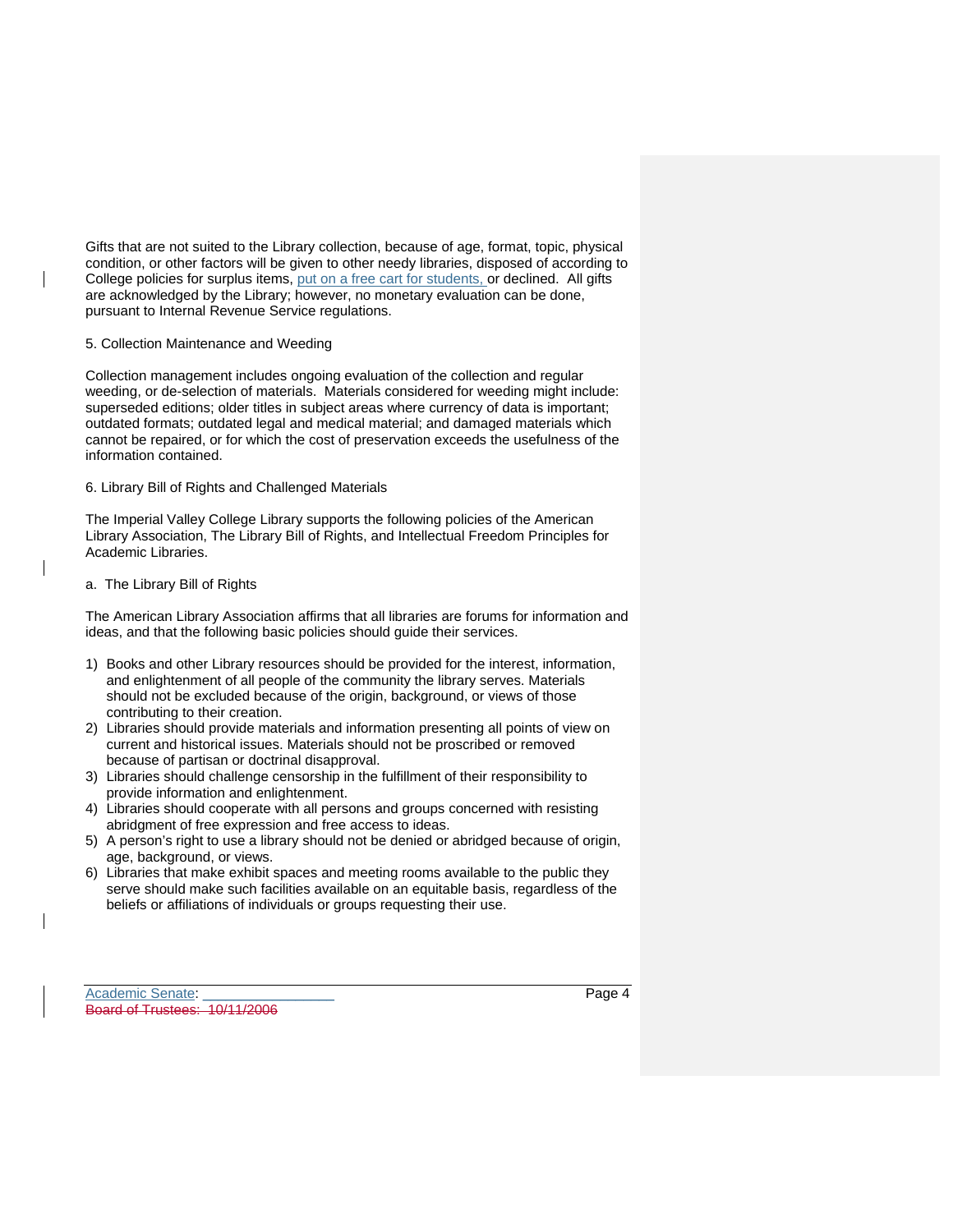Gifts that are not suited to the Library collection, because of age, format, topic, physical condition, or other factors will be given to other needy libraries, disposed of according to College policies for surplus items, put on a free cart for students, or declined. All gifts are acknowledged by the Library; however, no monetary evaluation can be done, pursuant to Internal Revenue Service regulations.

5. Collection Maintenance and Weeding

Collection management includes ongoing evaluation of the collection and regular weeding, or de-selection of materials. Materials considered for weeding might include: superseded editions; older titles in subject areas where currency of data is important; outdated formats; outdated legal and medical material; and damaged materials which cannot be repaired, or for which the cost of preservation exceeds the usefulness of the information contained.

6. Library Bill of Rights and Challenged Materials

The Imperial Valley College Library supports the following policies of the American Library Association, The Library Bill of Rights, and Intellectual Freedom Principles for Academic Libraries.

a. The Library Bill of Rights

The American Library Association affirms that all libraries are forums for information and ideas, and that the following basic policies should guide their services.

1) Books and other Library resources should be provided for the interest, information, and enlightenment of all people of the community the library serves. Materials should not be excluded because of the origin, background, or views of those contributing to their creation.
2) Libraries should provide materials and information presenting all points of view on current and historical issues. Materials should not be proscribed or removed because of partisan or doctrinal disapproval.
3) Libraries should challenge censorship in the fulfillment of their responsibility to provide information and enlightenment.
4) Libraries should cooperate with all persons and groups concerned with resisting abridgment of free expression and free access to ideas.
5) A person's right to use a library should not be denied or abridged because of origin, age, background, or views.
6) Libraries that make exhibit spaces and meeting rooms available to the public they serve should make such facilities available on an equitable basis, regardless of the beliefs or affiliations of individuals or groups requesting their use.

Academic Senate: ________________

~~Board of Trustees: 10/11/2006~~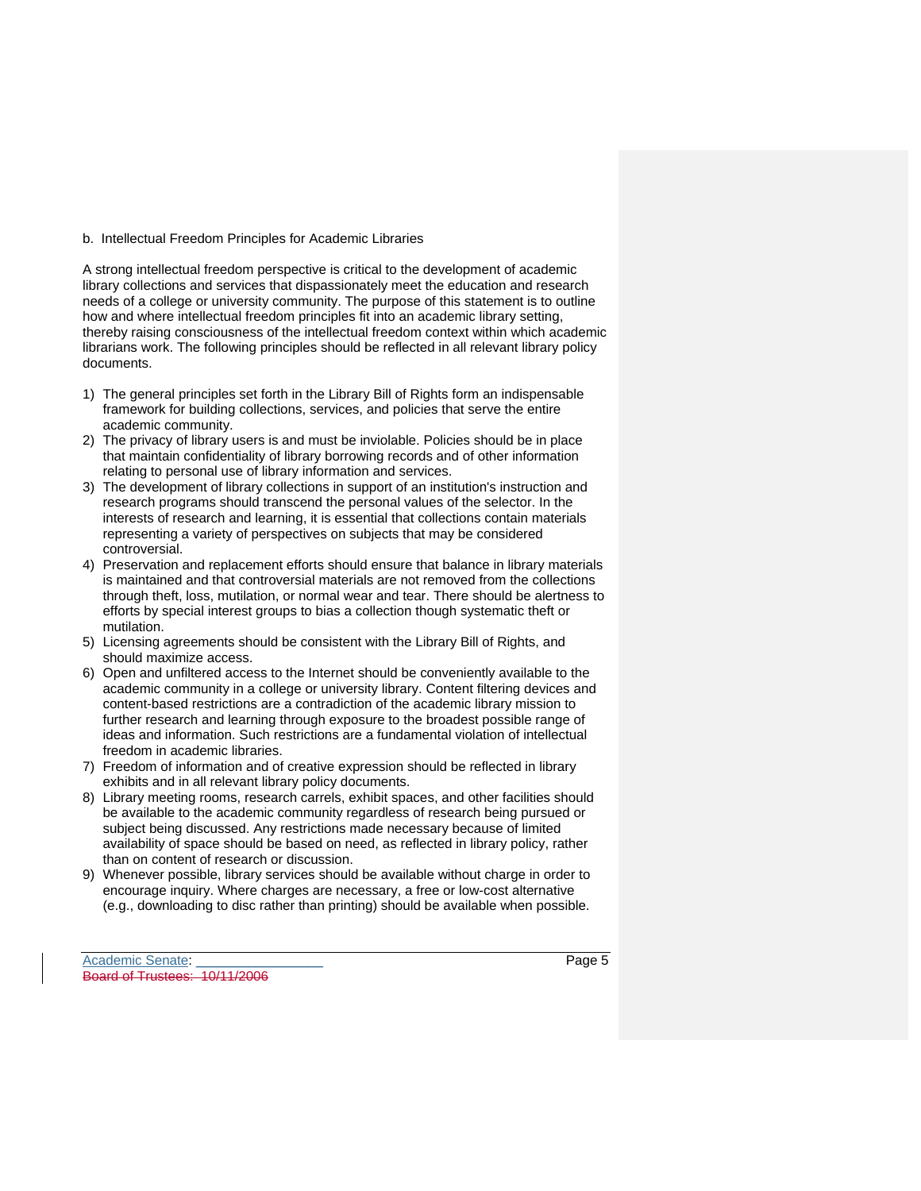b. Intellectual Freedom Principles for Academic Libraries

A strong intellectual freedom perspective is critical to the development of academic library collections and services that dispassionately meet the education and research needs of a college or university community. The purpose of this statement is to outline how and where intellectual freedom principles fit into an academic library setting, thereby raising consciousness of the intellectual freedom context within which academic librarians work. The following principles should be reflected in all relevant library policy documents.

1) The general principles set forth in the Library Bill of Rights form an indispensable framework for building collections, services, and policies that serve the entire academic community.
2) The privacy of library users is and must be inviolable. Policies should be in place that maintain confidentiality of library borrowing records and of other information relating to personal use of library information and services.
3) The development of library collections in support of an institution's instruction and research programs should transcend the personal values of the selector. In the interests of research and learning, it is essential that collections contain materials representing a variety of perspectives on subjects that may be considered controversial.
4) Preservation and replacement efforts should ensure that balance in library materials is maintained and that controversial materials are not removed from the collections through theft, loss, mutilation, or normal wear and tear. There should be alertness to efforts by special interest groups to bias a collection though systematic theft or mutilation.
5) Licensing agreements should be consistent with the Library Bill of Rights, and should maximize access.
6) Open and unfiltered access to the Internet should be conveniently available to the academic community in a college or university library. Content filtering devices and content-based restrictions are a contradiction of the academic library mission to further research and learning through exposure to the broadest possible range of ideas and information. Such restrictions are a fundamental violation of intellectual freedom in academic libraries.
7) Freedom of information and of creative expression should be reflected in library exhibits and in all relevant library policy documents.
8) Library meeting rooms, research carrels, exhibit spaces, and other facilities should be available to the academic community regardless of research being pursued or subject being discussed. Any restrictions made necessary because of limited availability of space should be based on need, as reflected in library policy, rather than on content of research or discussion.
9) Whenever possible, library services should be available without charge in order to encourage inquiry. Where charges are necessary, a free or low-cost alternative (e.g., downloading to disc rather than printing) should be available when possible.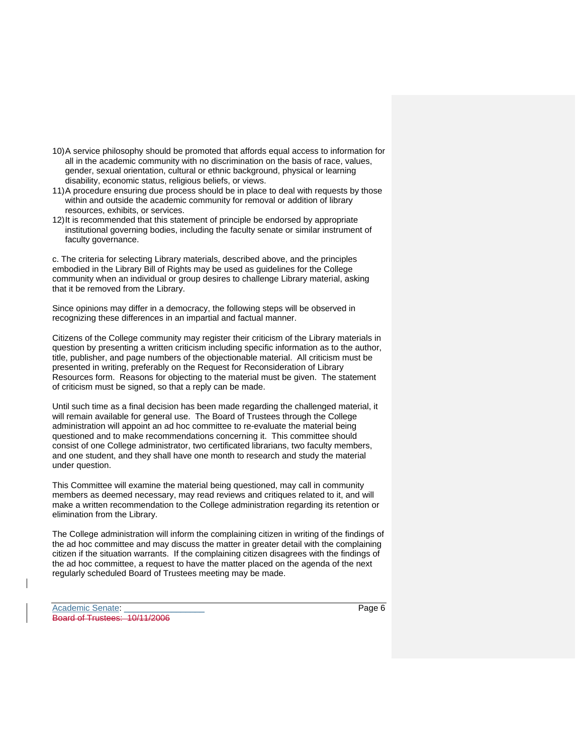10) A service philosophy should be promoted that affords equal access to information for all in the academic community with no discrimination on the basis of race, values, gender, sexual orientation, cultural or ethnic background, physical or learning disability, economic status, religious beliefs, or views.
11) A procedure ensuring due process should be in place to deal with requests by those within and outside the academic community for removal or addition of library resources, exhibits, or services.
12) It is recommended that this statement of principle be endorsed by appropriate institutional governing bodies, including the faculty senate or similar instrument of faculty governance.

c. The criteria for selecting Library materials, described above, and the principles embodied in the Library Bill of Rights may be used as guidelines for the College community when an individual or group desires to challenge Library material, asking that it be removed from the Library.

Since opinions may differ in a democracy, the following steps will be observed in recognizing these differences in an impartial and factual manner.

Citizens of the College community may register their criticism of the Library materials in question by presenting a written criticism including specific information as to the author, title, publisher, and page numbers of the objectionable material. All criticism must be presented in writing, preferably on the Request for Reconsideration of Library Resources form. Reasons for objecting to the material must be given. The statement of criticism must be signed, so that a reply can be made.

Until such time as a final decision has been made regarding the challenged material, it will remain available for general use. The Board of Trustees through the College administration will appoint an ad hoc committee to re-evaluate the material being questioned and to make recommendations concerning it. This committee should consist of one College administrator, two certificated librarians, two faculty members, and one student, and they shall have one month to research and study the material under question.

This Committee will examine the material being questioned, may call in community members as deemed necessary, may read reviews and critiques related to it, and will make a written recommendation to the College administration regarding its retention or elimination from the Library.

The College administration will inform the complaining citizen in writing of the findings of the ad hoc committee and may discuss the matter in greater detail with the complaining citizen if the situation warrants. If the complaining citizen disagrees with the findings of the ad hoc committee, a request to have the matter placed on the agenda of the next regularly scheduled Board of Trustees meeting may be made.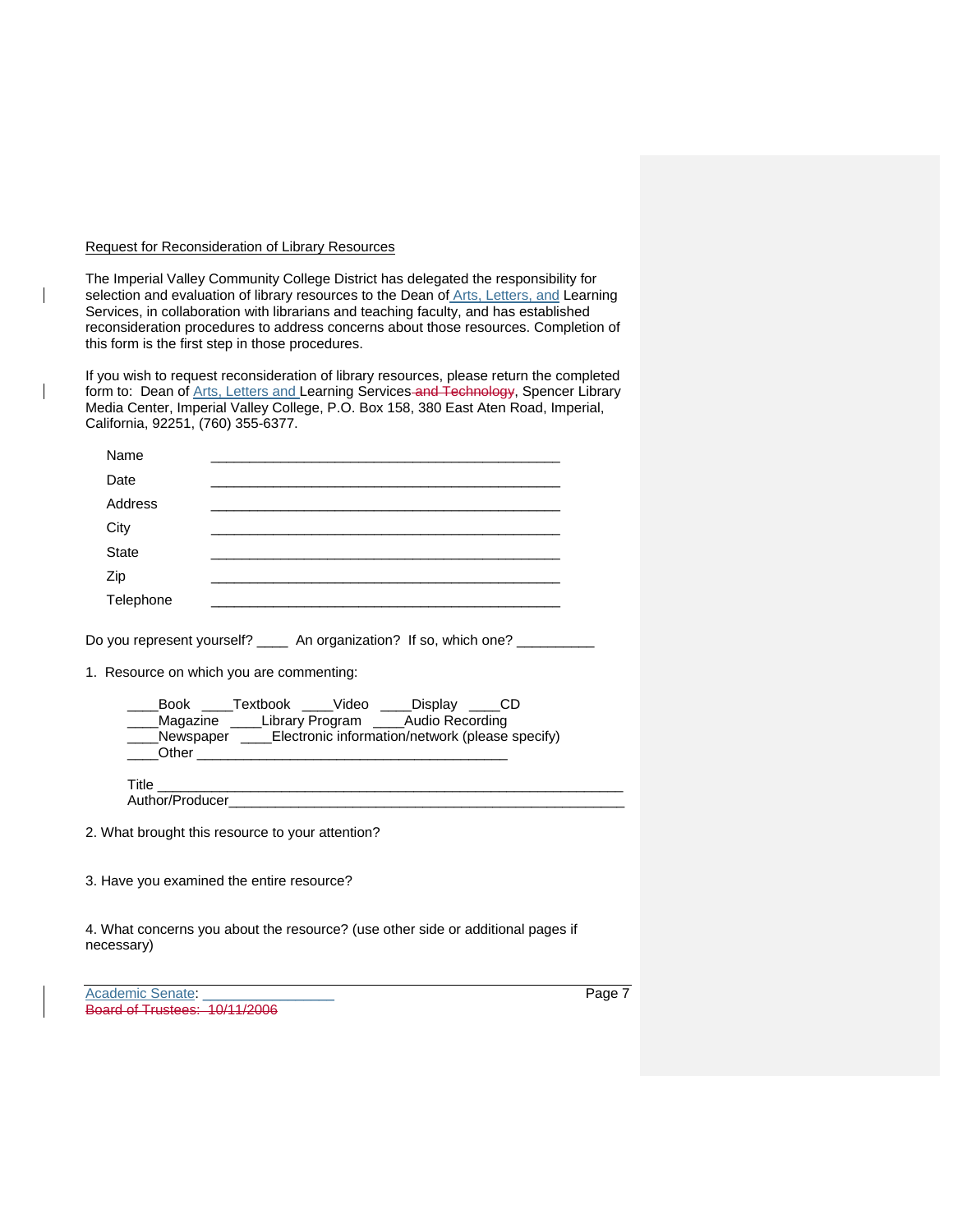Request for Reconsideration of Library Resources

The Imperial Valley Community College District has delegated the responsibility for selection and evaluation of library resources to the Dean of Arts, Letters, and Learning Services, in collaboration with librarians and teaching faculty, and has established reconsideration procedures to address concerns about those resources. Completion of this form is the first step in those procedures.

If you wish to request reconsideration of library resources, please return the completed form to: Dean of Arts, Letters and Learning Services ~~and Technology~~, Spencer Library Media Center, Imperial Valley College, P.O. Box 158, 380 East Aten Road, Imperial, California, 92251, (760) 355-6377.

Name ______________________________________________

Date ______________________________________________

Address ______________________________________________

City ______________________________________________

State ______________________________________________

Zip ______________________________________________

Telephone ______________________________________________

Do you represent yourself? ____ An organization? If so, which one? __________

1. Resource on which you are commenting:

____Book ____Textbook ____Video ____Display ____CD
____Magazine ____Library Program ____Audio Recording
____Newspaper ____Electronic information/network (please specify)
____Other ________________________________________

Title ____________________________________________________________
Author/Producer____________________________________________________

2. What brought this resource to your attention?

3. Have you examined the entire resource?

4. What concerns you about the resource? (use other side or additional pages if necessary)

Academic Senate: ________________
~~Board of Trustees: 10/11/2006~~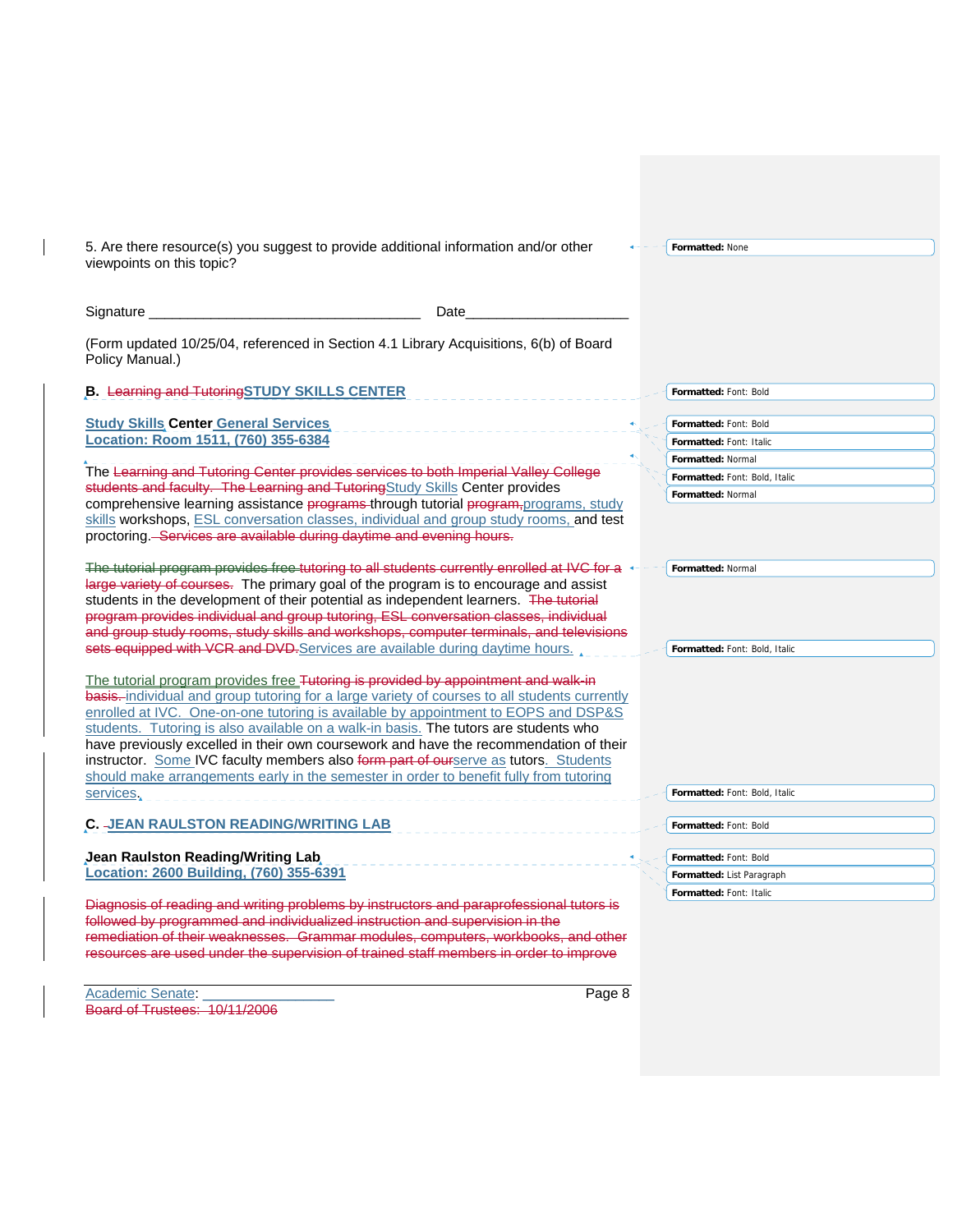5. Are there resource(s) you suggest to provide additional information and/or other viewpoints on this topic?

Signature ___________________________________ Date____________________

(Form updated 10/25/04, referenced in Section 4.1 Library Acquisitions, 6(b) of Board Policy Manual.)

## B. ~~Learning and Tutoring~~STUDY SKILLS CENTER

**Study Skills Center General Services**
**Location: Room 1511, (760) 355-6384**

The ~~Learning and Tutoring Center provides services to both Imperial Valley College students and faculty. The Learning and Tutoring~~Study Skills Center provides comprehensive learning assistance ~~programs~~ through tutorial ~~program,~~programs, study skills workshops, ESL conversation classes, individual and group study rooms, and test proctoring. ~~Services are available during daytime and evening hours.~~

~~The tutorial program provides free tutoring to all students currently enrolled at IVC for a large variety of courses.~~ The primary goal of the program is to encourage and assist students in the development of their potential as independent learners. ~~The tutorial program provides individual and group tutoring, ESL conversation classes, individual and group study rooms, study skills and workshops, computer terminals, and televisions sets equipped with VCR and DVD.~~Services are available during daytime hours.

The tutorial program provides free ~~Tutoring is provided by appointment and walk-in basis.~~ individual and group tutoring for a large variety of courses to all students currently enrolled at IVC. One-on-one tutoring is available by appointment to EOPS and DSP&S students. Tutoring is also available on a walk-in basis. The tutors are students who have previously excelled in their own coursework and have the recommendation of their instructor. Some IVC faculty members also ~~form part of our~~serve as tutors. Students should make arrangements early in the semester in order to benefit fully from tutoring services.

## C. JEAN RAULSTON READING/WRITING LAB

**Jean Raulston Reading/Writing Lab**
**Location: 2600 Building, (760) 355-6391**

~~Diagnosis of reading and writing problems by instructors and paraprofessional tutors is followed by programmed and individualized instruction and supervision in the remediation of their weaknesses. Grammar modules, computers, workbooks, and other resources are used under the supervision of trained staff members in order to improve~~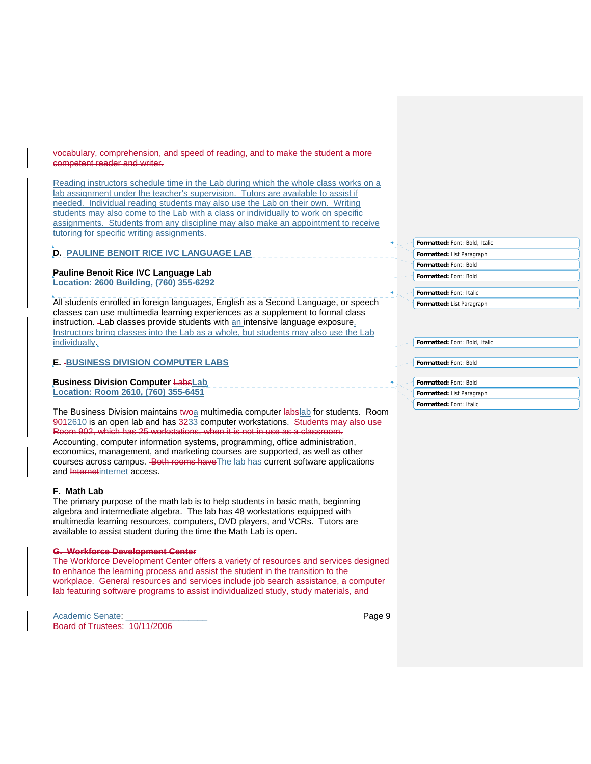~~vocabulary, comprehension, and speed of reading, and to make the student a more competent reader and writer.~~

Reading instructors schedule time in the Lab during which the whole class works on a lab assignment under the teacher's supervision. Tutors are available to assist if needed. Individual reading students may also use the Lab on their own. Writing students may also come to the Lab with a class or individually to work on specific assignments. Students from any discipline may also make an appointment to receive tutoring for specific writing assignments.

**D. PAULINE BENOIT RICE IVC LANGUAGE LAB**

**Pauline Benoit Rice IVC Language Lab**
**Location: 2600 Building, (760) 355-6292**

All students enrolled in foreign languages, English as a Second Language, or speech classes can use multimedia learning experiences as a supplement to formal class instruction. Lab classes provide students with an intensive language exposure. Instructors bring classes into the Lab as a whole, but students may also use the Lab individually.

**E. BUSINESS DIVISION COMPUTER LABS**

**Business Division Computer ~~Labs~~Lab**
**Location: Room 2610, (760) 355-6451**

The Business Division maintains ~~two~~a multimedia computer ~~labs~~lab for students. Room ~~901~~2610 is an open lab and has ~~32~~33 computer workstations. ~~Students may also use Room 902, which has 25 workstations, when it is not in use as a classroom.~~ Accounting, computer information systems, programming, office administration, economics, management, and marketing courses are supported, as well as other courses across campus. ~~Both rooms have~~The lab has current software applications and ~~Internet~~internet access.

**F. Math Lab**
The primary purpose of the math lab is to help students in basic math, beginning algebra and intermediate algebra. The lab has 48 workstations equipped with multimedia learning resources, computers, DVD players, and VCRs. Tutors are available to assist student during the time the Math Lab is open.

~~**G. Workforce Development Center**~~
~~The Workforce Development Center offers a variety of resources and services designed to enhance the learning process and assist the student in the transition to the workplace. General resources and services include job search assistance, a computer lab featuring software programs to assist individualized study, study materials, and~~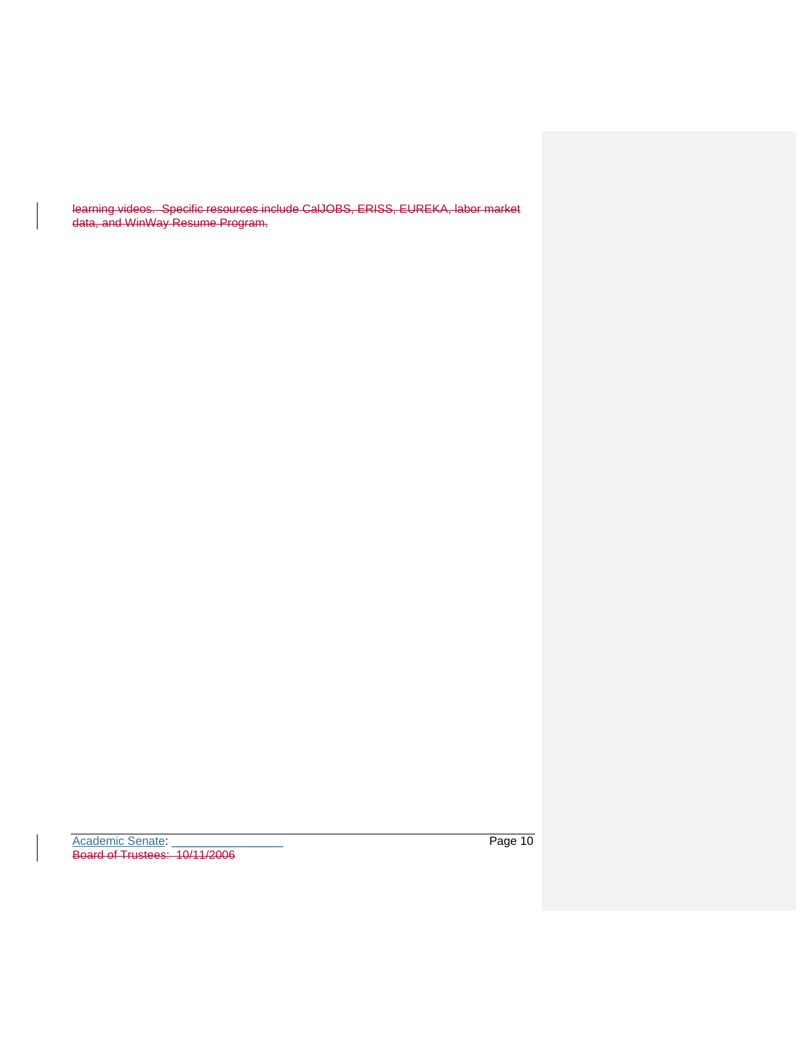~~learning videos. Specific resources include CalJOBS, ERISS, EUREKA, labor market data, and WinWay Resume Program.~~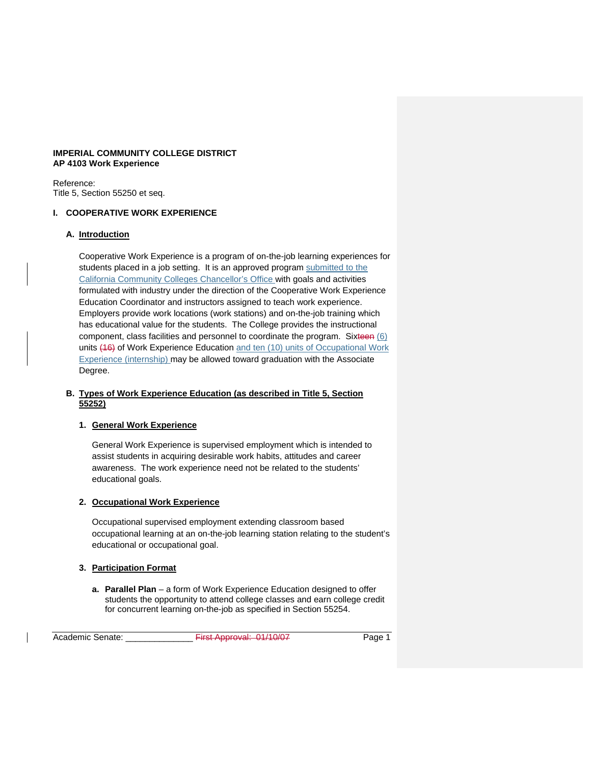**IMPERIAL COMMUNITY COLLEGE DISTRICT**
**AP 4103 Work Experience**

Reference:
Title 5, Section 55250 et seq.

## I. COOPERATIVE WORK EXPERIENCE

### A. Introduction

Cooperative Work Experience is a program of on-the-job learning experiences for students placed in a job setting. It is an approved program submitted to the California Community Colleges Chancellor's Office with goals and activities formulated with industry under the direction of the Cooperative Work Experience Education Coordinator and instructors assigned to teach work experience. Employers provide work locations (work stations) and on-the-job training which has educational value for the students. The College provides the instructional component, class facilities and personnel to coordinate the program. Sixteen (6) units (16) of Work Experience Education and ten (10) units of Occupational Work Experience (internship) may be allowed toward graduation with the Associate Degree.

### B. Types of Work Experience Education (as described in Title 5, Section 55252)

#### 1. General Work Experience

General Work Experience is supervised employment which is intended to assist students in acquiring desirable work habits, attitudes and career awareness. The work experience need not be related to the students' educational goals.

#### 2. Occupational Work Experience

Occupational supervised employment extending classroom based occupational learning at an on-the-job learning station relating to the student's educational or occupational goal.

#### 3. Participation Format

a. **Parallel Plan** – a form of Work Experience Education designed to offer students the opportunity to attend college classes and earn college credit for concurrent learning on-the-job as specified in Section 55254.

Academic Senate: _____________ First Approval: 01/10/07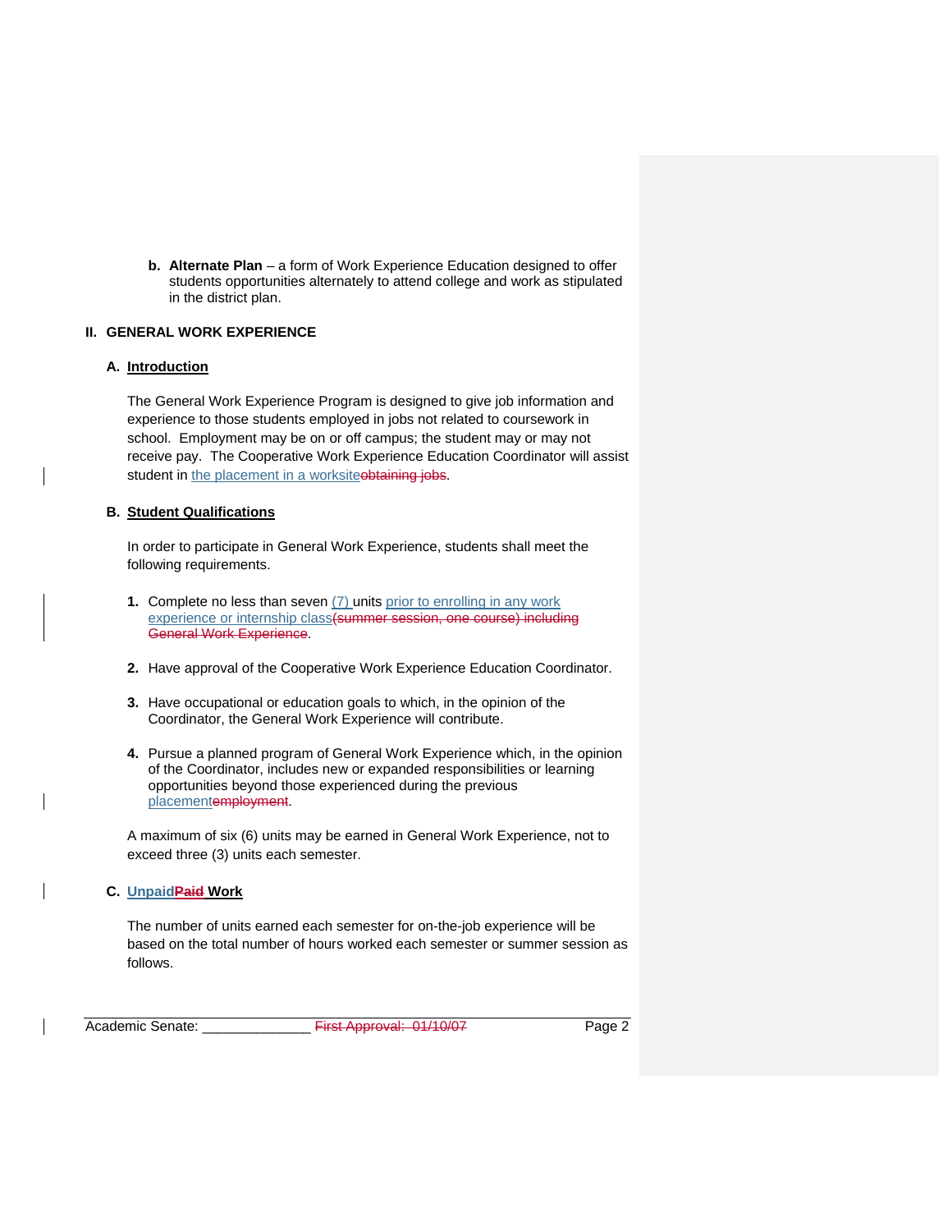b. **Alternate Plan** – a form of Work Experience Education designed to offer students opportunities alternately to attend college and work as stipulated in the district plan.

## II. GENERAL WORK EXPERIENCE

### A. Introduction

The General Work Experience Program is designed to give job information and experience to those students employed in jobs not related to coursework in school. Employment may be on or off campus; the student may or may not receive pay. The Cooperative Work Experience Education Coordinator will assist student in the placement in a worksite~~obtaining jobs~~.

### B. Student Qualifications

In order to participate in General Work Experience, students shall meet the following requirements.

1. Complete no less than seven (7) units prior to enrolling in any work experience or internship class~~(summer session, one course) including General Work Experience~~.

2. Have approval of the Cooperative Work Experience Education Coordinator.

3. Have occupational or education goals to which, in the opinion of the Coordinator, the General Work Experience will contribute.

4. Pursue a planned program of General Work Experience which, in the opinion of the Coordinator, includes new or expanded responsibilities or learning opportunities beyond those experienced during the previous placement~~employment~~.

A maximum of six (6) units may be earned in General Work Experience, not to exceed three (3) units each semester.

### C. Unpaid~~Paid~~ Work

The number of units earned each semester for on-the-job experience will be based on the total number of hours worked each semester or summer session as follows.

Academic Senate: _____________ ~~First Approval: 01/10/07~~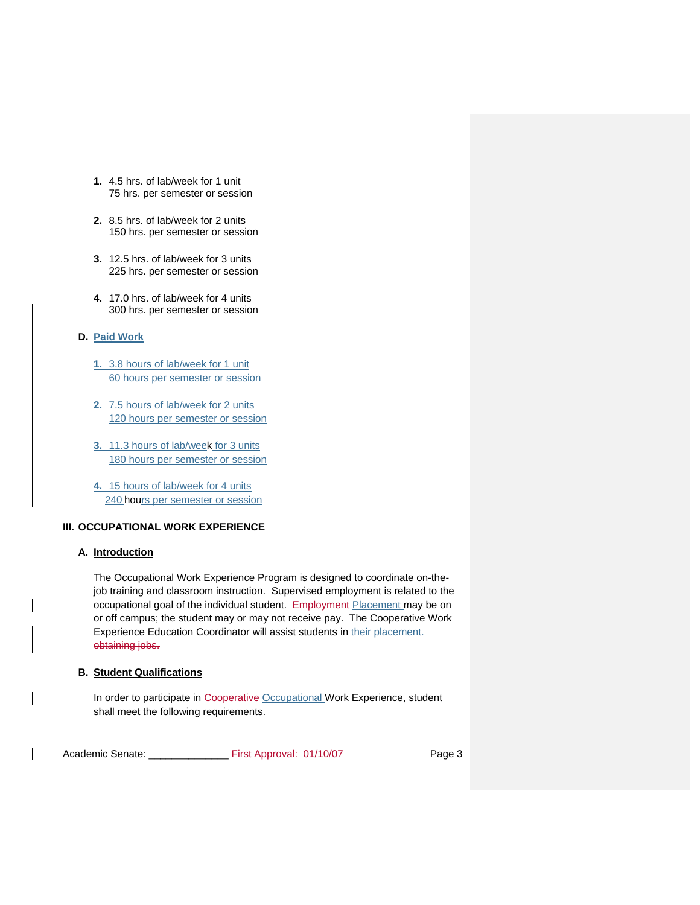1. 4.5 hrs. of lab/week for 1 unit
   75 hrs. per semester or session

2. 8.5 hrs. of lab/week for 2 units
   150 hrs. per semester or session

3. 12.5 hrs. of lab/week for 3 units
   225 hrs. per semester or session

4. 17.0 hrs. of lab/week for 4 units
   300 hrs. per semester or session

**D. Paid Work**

1. 3.8 hours of lab/week for 1 unit
   60 hours per semester or session

2. 7.5 hours of lab/week for 2 units
   120 hours per semester or session

3. 11.3 hours of lab/week for 3 units
   180 hours per semester or session

4. 15 hours of lab/week for 4 units
   240 hours per semester or session

## III. OCCUPATIONAL WORK EXPERIENCE

**A. Introduction**

The Occupational Work Experience Program is designed to coordinate on-the-job training and classroom instruction. Supervised employment is related to the occupational goal of the individual student. ~~Employment~~ Placement may be on or off campus; the student may or may not receive pay. The Cooperative Work Experience Education Coordinator will assist students in their placement. ~~obtaining jobs.~~

**B. Student Qualifications**

In order to participate in ~~Cooperative~~ Occupational Work Experience, student shall meet the following requirements.

Academic Senate: _____________ ~~First Approval: 01/10/07~~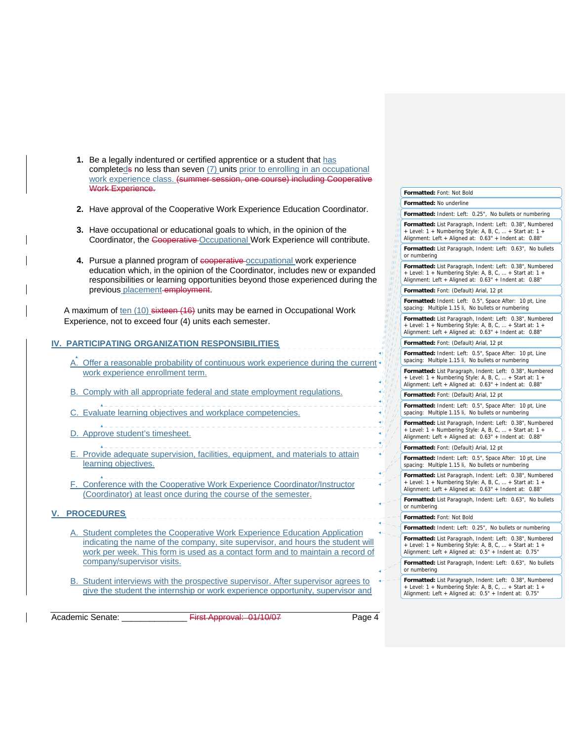1. **1.** Be a legally indentured or certified apprentice or a student that has completed~~s~~ no less than seven (7) units prior to enrolling in an occupational work experience class. ~~(summer session, one course) including Cooperative Work Experience.~~

2. **2.** Have approval of the Cooperative Work Experience Education Coordinator.

3. **3.** Have occupational or educational goals to which, in the opinion of the Coordinator, the ~~Cooperative~~ Occupational Work Experience will contribute.

4. **4.** Pursue a planned program of ~~cooperative~~ occupational work experience education which, in the opinion of the Coordinator, includes new or expanded responsibilities or learning opportunities beyond those experienced during the previous placement ~~employment~~.

A maximum of ten (10) ~~sixteen (16)~~ units may be earned in Occupational Work Experience, not to exceed four (4) units each semester.

## IV. PARTICIPATING ORGANIZATION RESPONSIBILITIES

A. Offer a reasonable probability of continuous work experience during the current work experience enrollment term.

B. Comply with all appropriate federal and state employment regulations.

C. Evaluate learning objectives and workplace competencies.

D. Approve student's timesheet.

E. Provide adequate supervision, facilities, equipment, and materials to attain learning objectives.

F. Conference with the Cooperative Work Experience Coordinator/Instructor (Coordinator) at least once during the course of the semester.

## V. PROCEDURES

A. Student completes the Cooperative Work Experience Education Application indicating the name of the company, site supervisor, and hours the student will work per week. This form is used as a contact form and to maintain a record of company/supervisor visits.

B. Student interviews with the prospective supervisor. After supervisor agrees to give the student the internship or work experience opportunity, supervisor and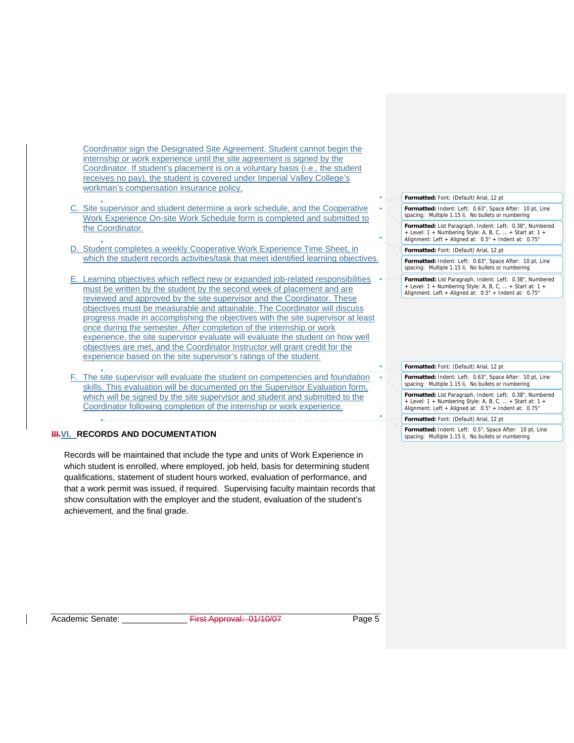Coordinator sign the Designated Site Agreement. Student cannot begin the internship or work experience until the site agreement is signed by the Coordinator. If student's placement is on a voluntary basis (i.e., the student receives no pay), the student is covered under Imperial Valley College's workman's compensation insurance policy.

C. Site supervisor and student determine a work schedule, and the Cooperative Work Experience On-site Work Schedule form is completed and submitted to the Coordinator.

D. Student completes a weekly Cooperative Work Experience Time Sheet, in which the student records activities/task that meet identified learning objectives.

E. Learning objectives which reflect new or expanded job-related responsibilities must be written by the student by the second week of placement and are reviewed and approved by the site supervisor and the Coordinator. These objectives must be measurable and attainable. The Coordinator will discuss progress made in accomplishing the objectives with the site supervisor at least once during the semester. After completion of the internship or work experience, the site supervisor evaluate will evaluate the student on how well objectives are met, and the Coordinator Instructor will grant credit for the experience based on the site supervisor's ratings of the student.

F. The site supervisor will evaluate the student on competencies and foundation skills. This evaluation will be documented on the Supervisor Evaluation form, which will be signed by the site supervisor and student and submitted to the Coordinator following completion of the internship or work experience.

## ~~III.~~VI. RECORDS AND DOCUMENTATION

Records will be maintained that include the type and units of Work Experience in which student is enrolled, where employed, job held, basis for determining student qualifications, statement of student hours worked, evaluation of performance, and that a work permit was issued, if required. Supervising faculty maintain records that show consultation with the employer and the student, evaluation of the student's achievement, and the final grade.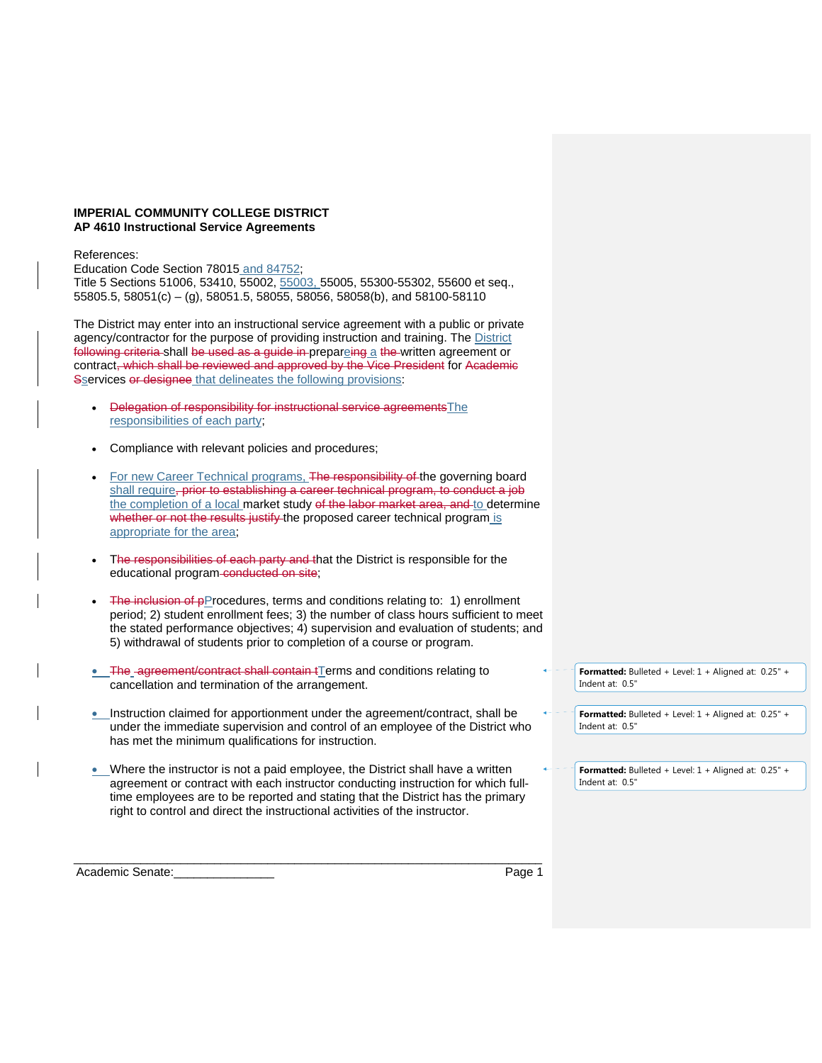**IMPERIAL COMMUNITY COLLEGE DISTRICT**
**AP 4610 Instructional Service Agreements**

References:
Education Code Section 78015 and 84752;
Title 5 Sections 51006, 53410, 55002, 55003, 55005, 55300-55302, 55600 et seq., 55805.5, 58051(c) – (g), 58051.5, 58055, 58056, 58058(b), and 58100-58110

The District may enter into an instructional service agreement with a public or private agency/contractor for the purpose of providing instruction and training. The District ~~following criteria~~ shall ~~be used as a guide in~~ prepar~~e~~ing a ~~the~~ written agreement or contract~~, which shall be reviewed and approved by the Vice President~~ for Academic ~~S~~services ~~or designee~~ that delineates the following provisions:

- ~~Delegation of responsibility for instructional service agreements~~The responsibilities of each party;
- Compliance with relevant policies and procedures;
- For new Career Technical programs, ~~The responsibility of~~ the governing board shall require~~, prior to establishing a career technical program, to conduct a job~~ the completion of a local market study ~~of the labor market area, and~~ to determine ~~whether or not the results justify~~ the proposed career technical program is appropriate for the area;
- T~~he responsibilities of each party and t~~hat the District is responsible for the educational program ~~conducted on site~~;
- ~~The inclusion of p~~Procedures, terms and conditions relating to: 1) enrollment period; 2) student enrollment fees; 3) the number of class hours sufficient to meet the stated performance objectives; 4) supervision and evaluation of students; and 5) withdrawal of students prior to completion of a course or program.
- ~~The agreement/contract shall contain t~~Terms and conditions relating to cancellation and termination of the arrangement.
- Instruction claimed for apportionment under the agreement/contract, shall be under the immediate supervision and control of an employee of the District who has met the minimum qualifications for instruction.
- Where the instructor is not a paid employee, the District shall have a written agreement or contract with each instructor conducting instruction for which full-time employees are to be reported and stating that the District has the primary right to control and direct the instructional activities of the instructor.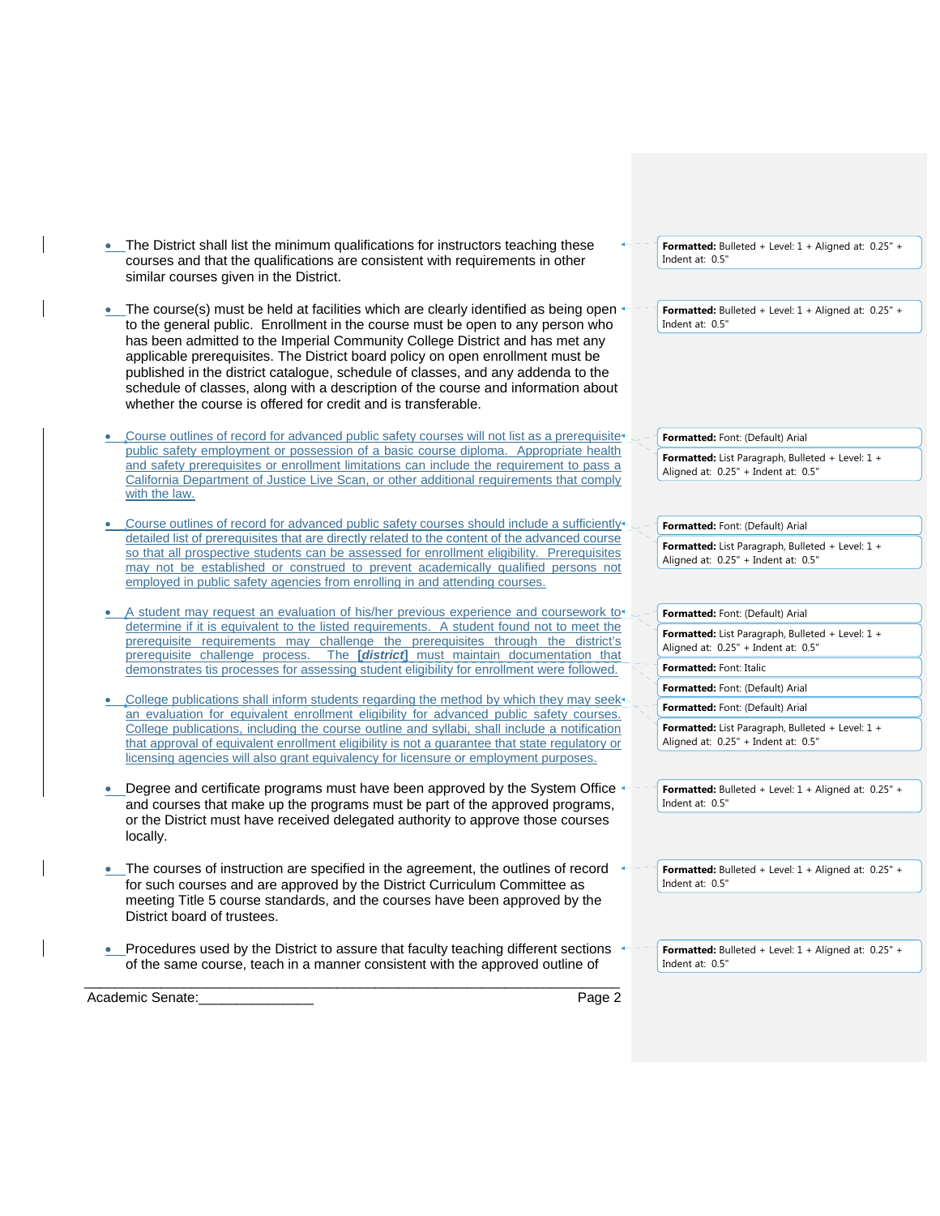- The District shall list the minimum qualifications for instructors teaching these courses and that the qualifications are consistent with requirements in other similar courses given in the District.

- The course(s) must be held at facilities which are clearly identified as being open to the general public. Enrollment in the course must be open to any person who has been admitted to the Imperial Community College District and has met any applicable prerequisites. The District board policy on open enrollment must be published in the district catalogue, schedule of classes, and any addenda to the schedule of classes, along with a description of the course and information about whether the course is offered for credit and is transferable.

- Course outlines of record for advanced public safety courses will not list as a prerequisite public safety employment or possession of a basic course diploma. Appropriate health and safety prerequisites or enrollment limitations can include the requirement to pass a California Department of Justice Live Scan, or other additional requirements that comply with the law.

- Course outlines of record for advanced public safety courses should include a sufficiently detailed list of prerequisites that are directly related to the content of the advanced course so that all prospective students can be assessed for enrollment eligibility. Prerequisites may not be established or construed to prevent academically qualified persons not employed in public safety agencies from enrolling in and attending courses.

- A student may request an evaluation of his/her previous experience and coursework to determine if it is equivalent to the listed requirements. A student found not to meet the prerequisite requirements may challenge the prerequisites through the district's prerequisite challenge process. The **[*district*]** must maintain documentation that demonstrates tis processes for assessing student eligibility for enrollment were followed.

- College publications shall inform students regarding the method by which they may seek an evaluation for equivalent enrollment eligibility for advanced public safety courses. College publications, including the course outline and syllabi, shall include a notification that approval of equivalent enrollment eligibility is not a guarantee that state regulatory or licensing agencies will also grant equivalency for licensure or employment purposes.

- Degree and certificate programs must have been approved by the System Office and courses that make up the programs must be part of the approved programs, or the District must have received delegated authority to approve those courses locally.

- The courses of instruction are specified in the agreement, the outlines of record for such courses and are approved by the District Curriculum Committee as meeting Title 5 course standards, and the courses have been approved by the District board of trustees.

- Procedures used by the District to assure that faculty teaching different sections of the same course, teach in a manner consistent with the approved outline of

Academic Senate:_______________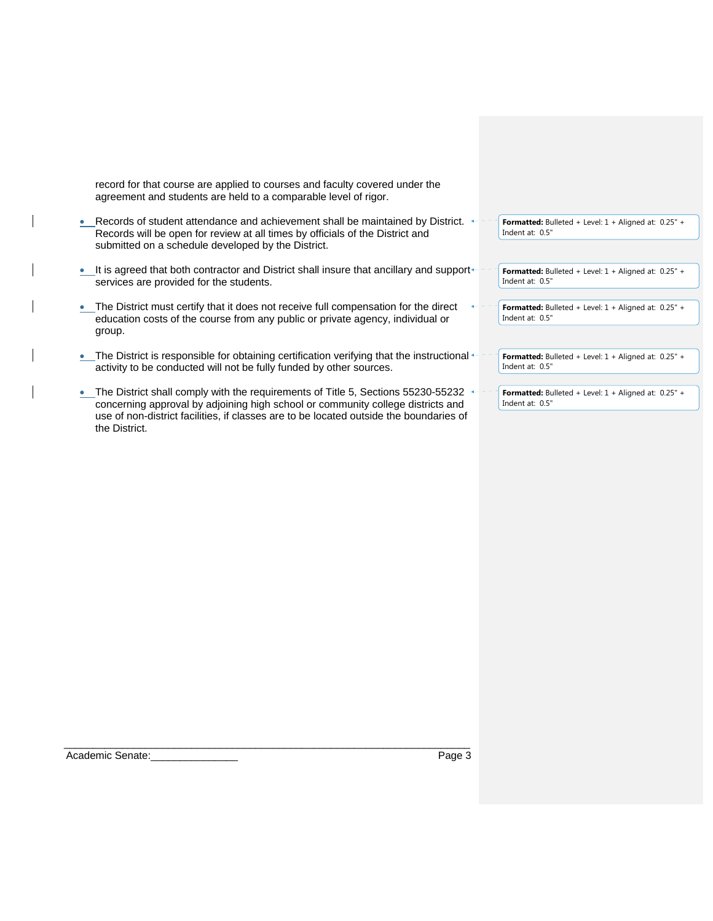record for that course are applied to courses and faculty covered under the agreement and students are held to a comparable level of rigor.

- Records of student attendance and achievement shall be maintained by District. Records will be open for review at all times by officials of the District and submitted on a schedule developed by the District.

- It is agreed that both contractor and District shall insure that ancillary and support services are provided for the students.

- The District must certify that it does not receive full compensation for the direct education costs of the course from any public or private agency, individual or group.

- The District is responsible for obtaining certification verifying that the instructional activity to be conducted will not be fully funded by other sources.

- The District shall comply with the requirements of Title 5, Sections 55230-55232 concerning approval by adjoining high school or community college districts and use of non-district facilities, if classes are to be located outside the boundaries of the District.

Academic Senate:_______________